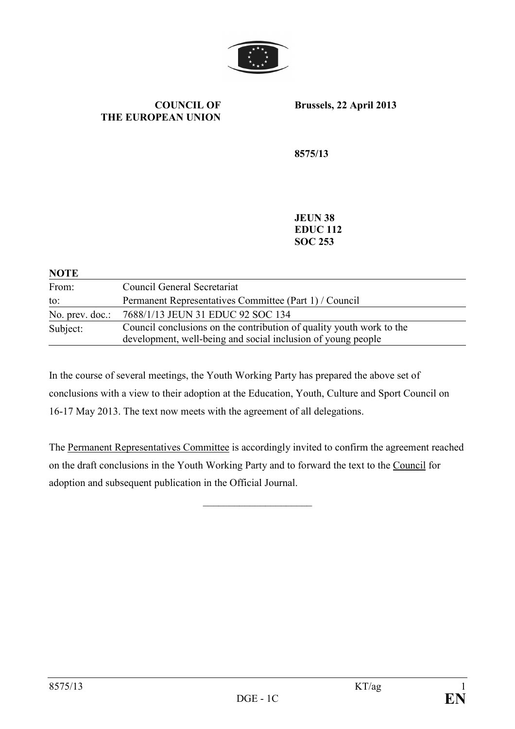**COUNCIL OF THE EUROPEAN UNION**

**Brussels, 22 April 2013**

**8575/13**

**JEUN 38**
**EDUC 112**
**SOC 253**

**NOTE**

| | |
|---|---|
| From: | Council General Secretariat |
| to: | Permanent Representatives Committee (Part 1) / Council |
| No. prev. doc.: | 7688/1/13 JEUN 31 EDUC 92 SOC 134 |
| Subject: | Council conclusions on the contribution of quality youth work to the development, well-being and social inclusion of young people |

In the course of several meetings, the Youth Working Party has prepared the above set of conclusions with a view to their adoption at the Education, Youth, Culture and Sport Council on 16-17 May 2013. The text now meets with the agreement of all delegations.

The Permanent Representatives Committee is accordingly invited to confirm the agreement reached on the draft conclusions in the Youth Working Party and to forward the text to the Council for adoption and subsequent publication in the Official Journal.

______________________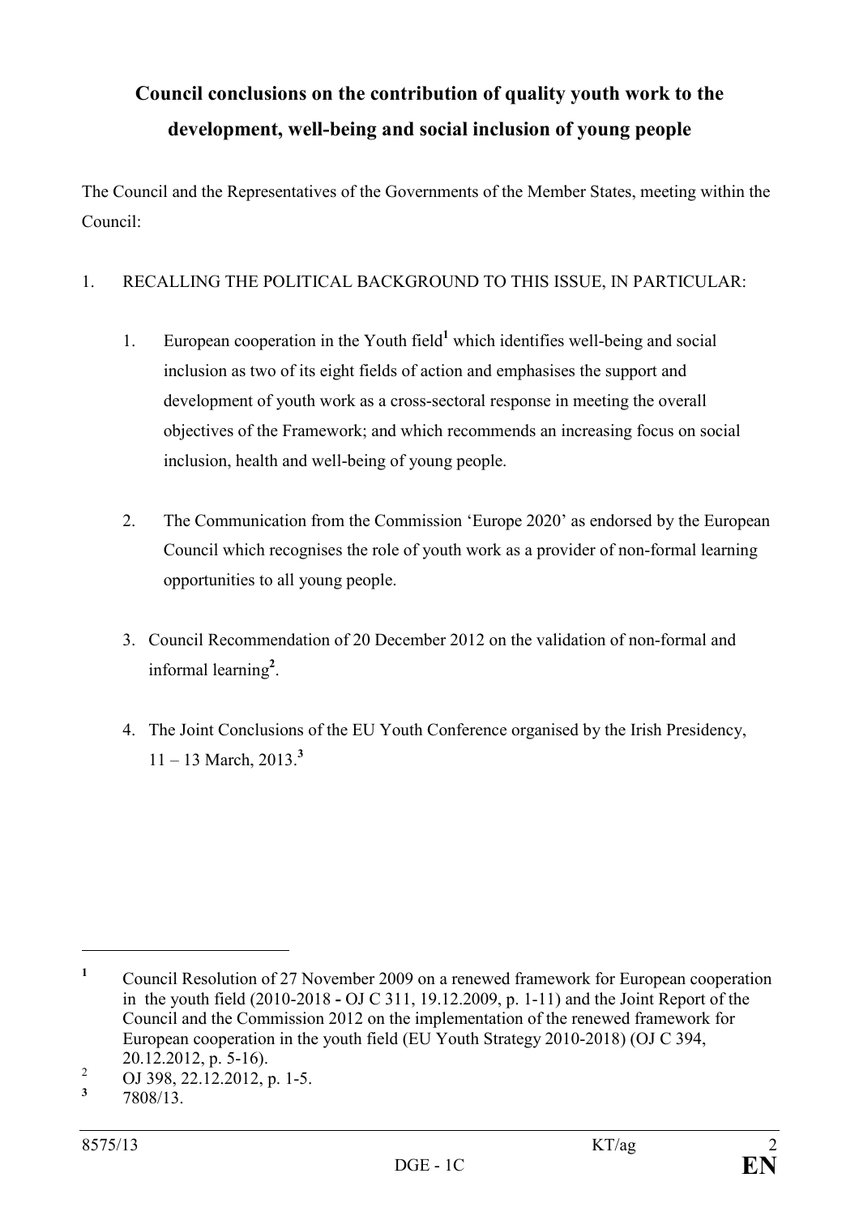# Council conclusions on the contribution of quality youth work to the development, well-being and social inclusion of young people

The Council and the Representatives of the Governments of the Member States, meeting within the Council:

1. RECALLING THE POLITICAL BACKGROUND TO THIS ISSUE, IN PARTICULAR:

   1. European cooperation in the Youth field[1] which identifies well-being and social inclusion as two of its eight fields of action and emphasises the support and development of youth work as a cross-sectoral response in meeting the overall objectives of the Framework; and which recommends an increasing focus on social inclusion, health and well-being of young people.

   2. The Communication from the Commission 'Europe 2020' as endorsed by the European Council which recognises the role of youth work as a provider of non-formal learning opportunities to all young people.

   3. Council Recommendation of 20 December 2012 on the validation of non-formal and informal learning[2].

   4. The Joint Conclusions of the EU Youth Conference organised by the Irish Presidency, 11 – 13 March, 2013.[3]

---

[1] Council Resolution of 27 November 2009 on a renewed framework for European cooperation in the youth field (2010-2018 - OJ C 311, 19.12.2009, p. 1-11) and the Joint Report of the Council and the Commission 2012 on the implementation of the renewed framework for European cooperation in the youth field (EU Youth Strategy 2010-2018) (OJ C 394, 20.12.2012, p. 5-16).

[2] OJ 398, 22.12.2012, p. 1-5.

[3] 7808/13.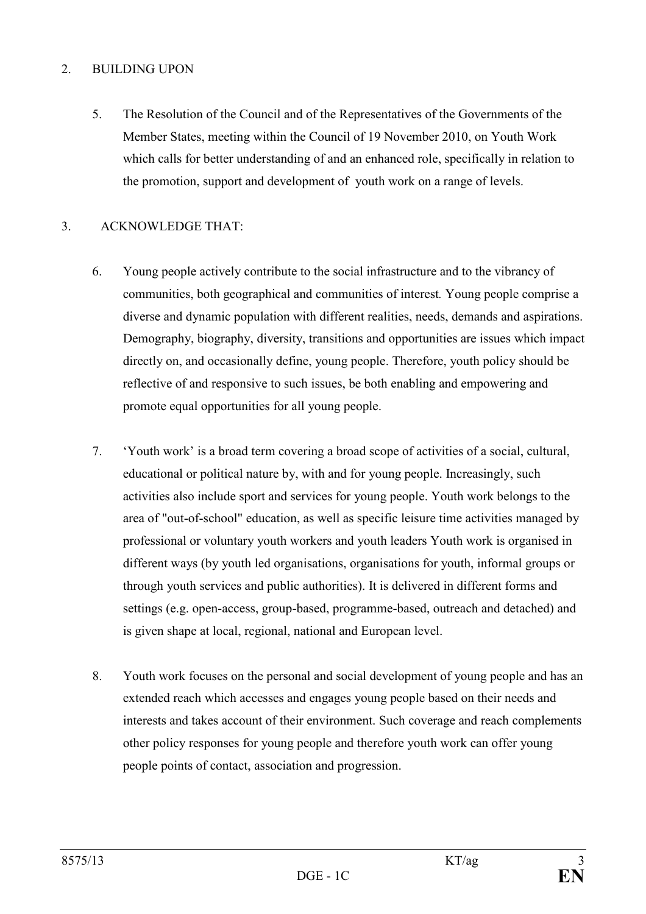2. BUILDING UPON

5. The Resolution of the Council and of the Representatives of the Governments of the Member States, meeting within the Council of 19 November 2010, on Youth Work which calls for better understanding of and an enhanced role, specifically in relation to the promotion, support and development of youth work on a range of levels.

3. ACKNOWLEDGE THAT:

6. Young people actively contribute to the social infrastructure and to the vibrancy of communities, both geographical and communities of interest*.* Young people comprise a diverse and dynamic population with different realities, needs, demands and aspirations. Demography, biography, diversity, transitions and opportunities are issues which impact directly on, and occasionally define, young people. Therefore, youth policy should be reflective of and responsive to such issues, be both enabling and empowering and promote equal opportunities for all young people.

7. 'Youth work' is a broad term covering a broad scope of activities of a social, cultural, educational or political nature by, with and for young people. Increasingly, such activities also include sport and services for young people. Youth work belongs to the area of "out-of-school" education, as well as specific leisure time activities managed by professional or voluntary youth workers and youth leaders Youth work is organised in different ways (by youth led organisations, organisations for youth, informal groups or through youth services and public authorities). It is delivered in different forms and settings (e.g. open-access, group-based, programme-based, outreach and detached) and is given shape at local, regional, national and European level.

8. Youth work focuses on the personal and social development of young people and has an extended reach which accesses and engages young people based on their needs and interests and takes account of their environment. Such coverage and reach complements other policy responses for young people and therefore youth work can offer young people points of contact, association and progression.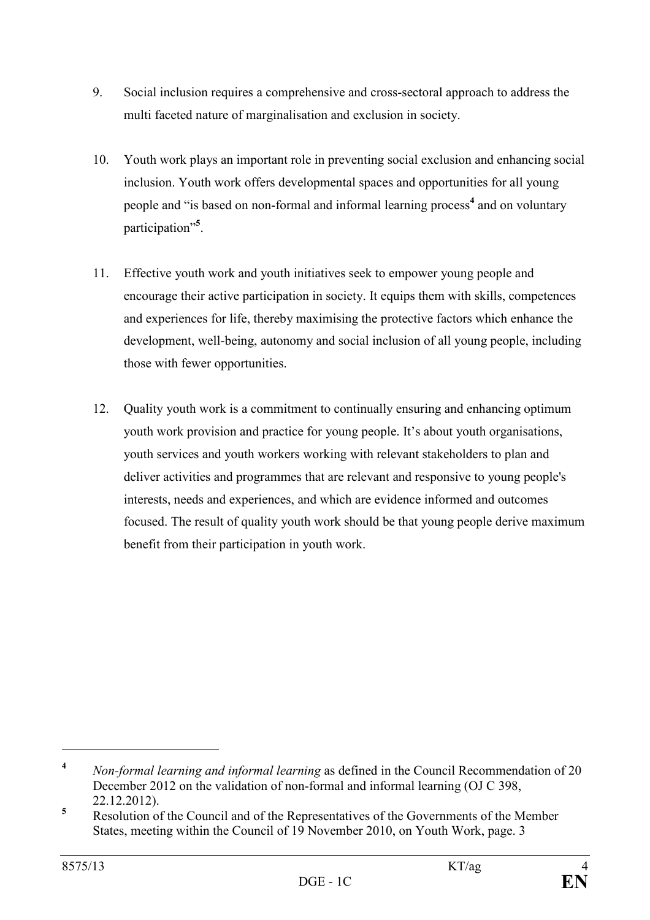9. Social inclusion requires a comprehensive and cross-sectoral approach to address the multi faceted nature of marginalisation and exclusion in society.

10. Youth work plays an important role in preventing social exclusion and enhancing social inclusion. Youth work offers developmental spaces and opportunities for all young people and "is based on non-formal and informal learning process[4] and on voluntary participation"[5].

11. Effective youth work and youth initiatives seek to empower young people and encourage their active participation in society. It equips them with skills, competences and experiences for life, thereby maximising the protective factors which enhance the development, well-being, autonomy and social inclusion of all young people, including those with fewer opportunities.

12. Quality youth work is a commitment to continually ensuring and enhancing optimum youth work provision and practice for young people. It's about youth organisations, youth services and youth workers working with relevant stakeholders to plan and deliver activities and programmes that are relevant and responsive to young people's interests, needs and experiences, and which are evidence informed and outcomes focused. The result of quality youth work should be that young people derive maximum benefit from their participation in youth work.

---

[4] *Non-formal learning and informal learning* as defined in the Council Recommendation of 20 December 2012 on the validation of non-formal and informal learning (OJ C 398, 22.12.2012).

[5] Resolution of the Council and of the Representatives of the Governments of the Member States, meeting within the Council of 19 November 2010, on Youth Work, page. 3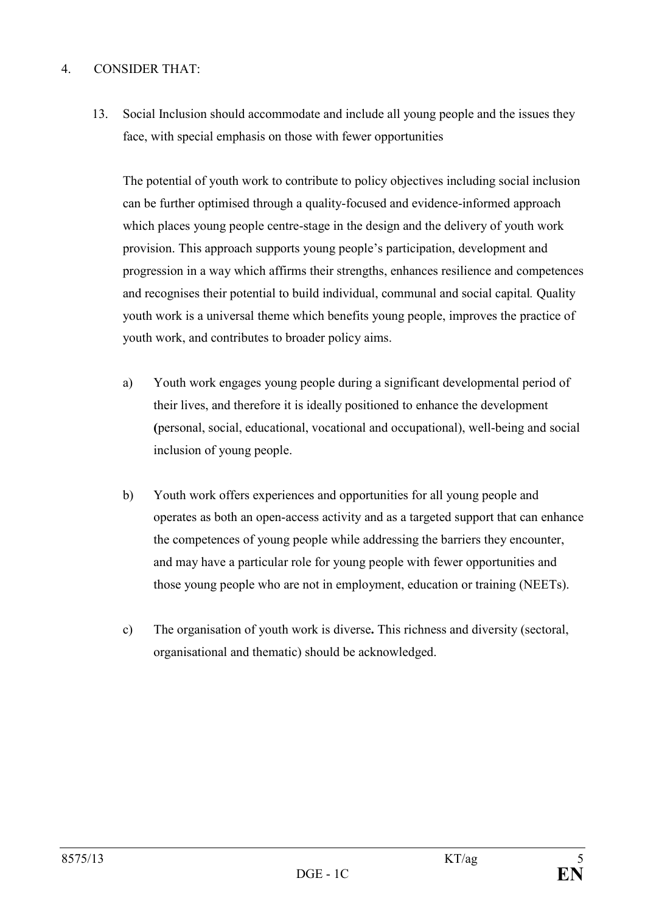4. CONSIDER THAT:

13. Social Inclusion should accommodate and include all young people and the issues they face, with special emphasis on those with fewer opportunities

    The potential of youth work to contribute to policy objectives including social inclusion can be further optimised through a quality-focused and evidence-informed approach which places young people centre-stage in the design and the delivery of youth work provision. This approach supports young people's participation, development and progression in a way which affirms their strengths, enhances resilience and competences and recognises their potential to build individual, communal and social capital*.* Quality youth work is a universal theme which benefits young people, improves the practice of youth work, and contributes to broader policy aims.

    a) Youth work engages young people during a significant developmental period of their lives, and therefore it is ideally positioned to enhance the development **(**personal, social, educational, vocational and occupational), well-being and social inclusion of young people.

    b) Youth work offers experiences and opportunities for all young people and operates as both an open-access activity and as a targeted support that can enhance the competences of young people while addressing the barriers they encounter, and may have a particular role for young people with fewer opportunities and those young people who are not in employment, education or training (NEETs).

    c) The organisation of youth work is diverse**.** This richness and diversity (sectoral, organisational and thematic) should be acknowledged.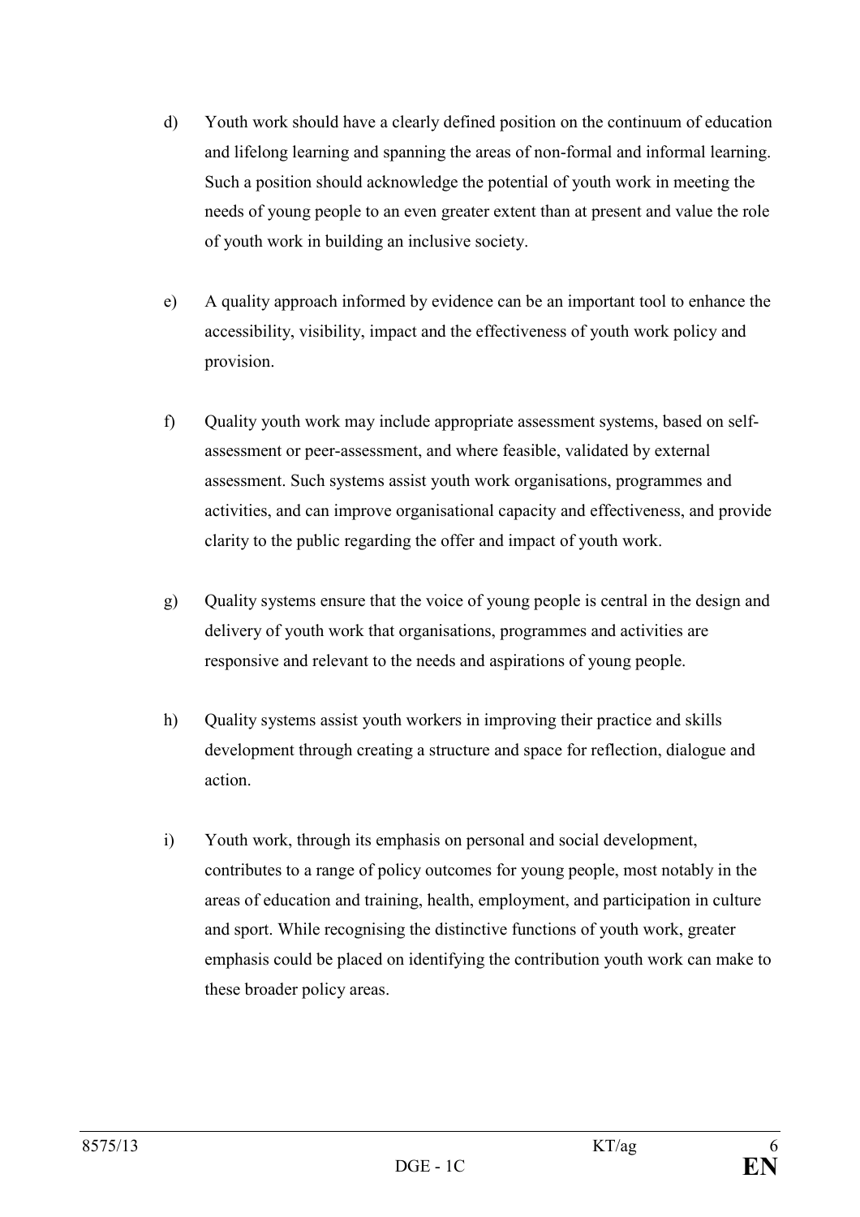d) Youth work should have a clearly defined position on the continuum of education and lifelong learning and spanning the areas of non-formal and informal learning. Such a position should acknowledge the potential of youth work in meeting the needs of young people to an even greater extent than at present and value the role of youth work in building an inclusive society.

e) A quality approach informed by evidence can be an important tool to enhance the accessibility, visibility, impact and the effectiveness of youth work policy and provision.

f) Quality youth work may include appropriate assessment systems, based on self-assessment or peer-assessment, and where feasible, validated by external assessment. Such systems assist youth work organisations, programmes and activities, and can improve organisational capacity and effectiveness, and provide clarity to the public regarding the offer and impact of youth work.

g) Quality systems ensure that the voice of young people is central in the design and delivery of youth work that organisations, programmes and activities are responsive and relevant to the needs and aspirations of young people.

h) Quality systems assist youth workers in improving their practice and skills development through creating a structure and space for reflection, dialogue and action.

i) Youth work, through its emphasis on personal and social development, contributes to a range of policy outcomes for young people, most notably in the areas of education and training, health, employment, and participation in culture and sport. While recognising the distinctive functions of youth work, greater emphasis could be placed on identifying the contribution youth work can make to these broader policy areas.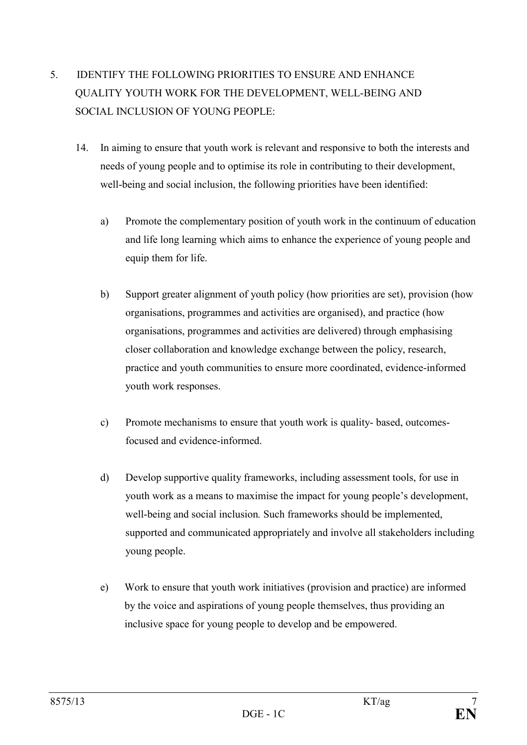5. IDENTIFY THE FOLLOWING PRIORITIES TO ENSURE AND ENHANCE QUALITY YOUTH WORK FOR THE DEVELOPMENT, WELL-BEING AND SOCIAL INCLUSION OF YOUNG PEOPLE:

14. In aiming to ensure that youth work is relevant and responsive to both the interests and needs of young people and to optimise its role in contributing to their development, well-being and social inclusion, the following priorities have been identified:

    a) Promote the complementary position of youth work in the continuum of education and life long learning which aims to enhance the experience of young people and equip them for life.

    b) Support greater alignment of youth policy (how priorities are set), provision (how organisations, programmes and activities are organised), and practice (how organisations, programmes and activities are delivered) through emphasising closer collaboration and knowledge exchange between the policy, research, practice and youth communities to ensure more coordinated, evidence-informed youth work responses.

    c) Promote mechanisms to ensure that youth work is quality- based, outcomes-focused and evidence-informed.

    d) Develop supportive quality frameworks, including assessment tools, for use in youth work as a means to maximise the impact for young people's development, well-being and social inclusion. Such frameworks should be implemented, supported and communicated appropriately and involve all stakeholders including young people.

    e) Work to ensure that youth work initiatives (provision and practice) are informed by the voice and aspirations of young people themselves, thus providing an inclusive space for young people to develop and be empowered.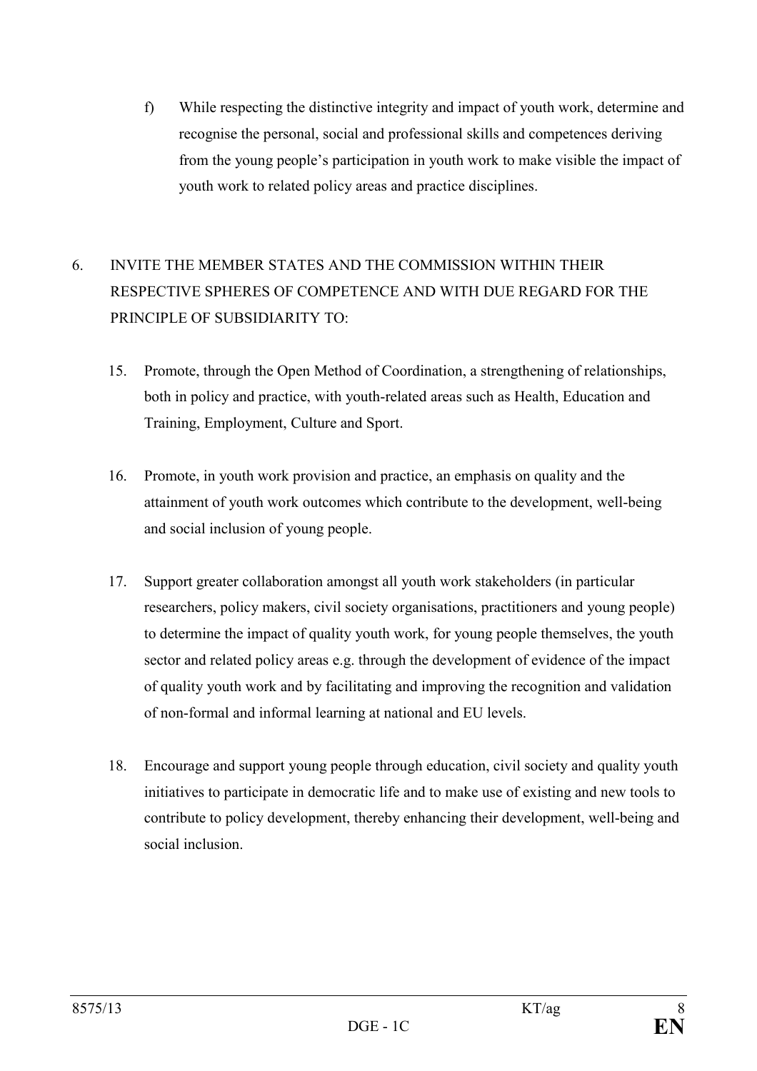f) While respecting the distinctive integrity and impact of youth work, determine and recognise the personal, social and professional skills and competences deriving from the young people's participation in youth work to make visible the impact of youth work to related policy areas and practice disciplines.

6. INVITE THE MEMBER STATES AND THE COMMISSION WITHIN THEIR RESPECTIVE SPHERES OF COMPETENCE AND WITH DUE REGARD FOR THE PRINCIPLE OF SUBSIDIARITY TO:

15. Promote, through the Open Method of Coordination, a strengthening of relationships, both in policy and practice, with youth-related areas such as Health, Education and Training, Employment, Culture and Sport.

16. Promote, in youth work provision and practice, an emphasis on quality and the attainment of youth work outcomes which contribute to the development, well-being and social inclusion of young people.

17. Support greater collaboration amongst all youth work stakeholders (in particular researchers, policy makers, civil society organisations, practitioners and young people) to determine the impact of quality youth work, for young people themselves, the youth sector and related policy areas e.g. through the development of evidence of the impact of quality youth work and by facilitating and improving the recognition and validation of non-formal and informal learning at national and EU levels.

18. Encourage and support young people through education, civil society and quality youth initiatives to participate in democratic life and to make use of existing and new tools to contribute to policy development, thereby enhancing their development, well-being and social inclusion.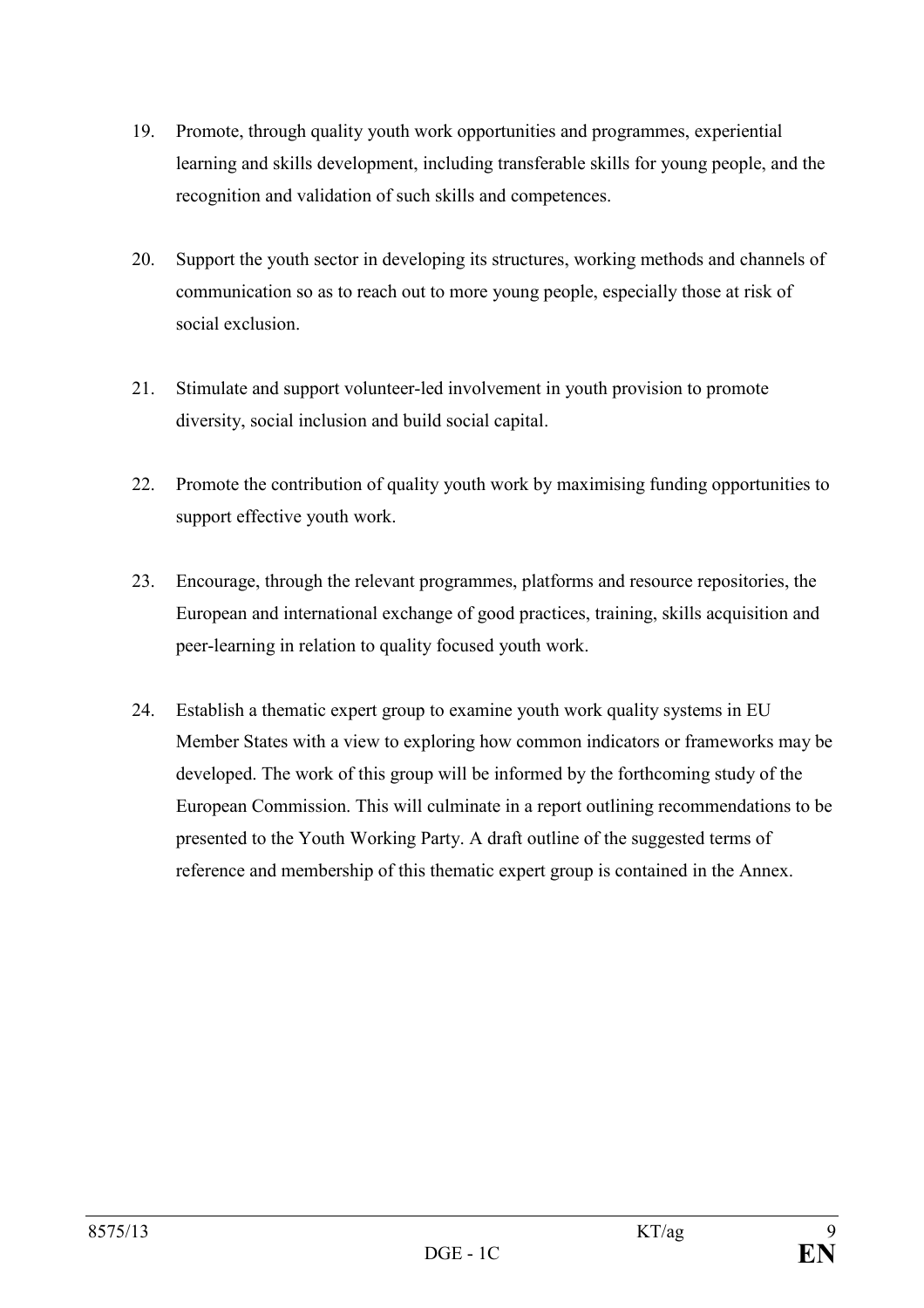19. Promote, through quality youth work opportunities and programmes, experiential learning and skills development, including transferable skills for young people, and the recognition and validation of such skills and competences.

20. Support the youth sector in developing its structures, working methods and channels of communication so as to reach out to more young people, especially those at risk of social exclusion.

21. Stimulate and support volunteer-led involvement in youth provision to promote diversity, social inclusion and build social capital.

22. Promote the contribution of quality youth work by maximising funding opportunities to support effective youth work.

23. Encourage, through the relevant programmes, platforms and resource repositories, the European and international exchange of good practices, training, skills acquisition and peer-learning in relation to quality focused youth work.

24. Establish a thematic expert group to examine youth work quality systems in EU Member States with a view to exploring how common indicators or frameworks may be developed. The work of this group will be informed by the forthcoming study of the European Commission. This will culminate in a report outlining recommendations to be presented to the Youth Working Party. A draft outline of the suggested terms of reference and membership of this thematic expert group is contained in the Annex.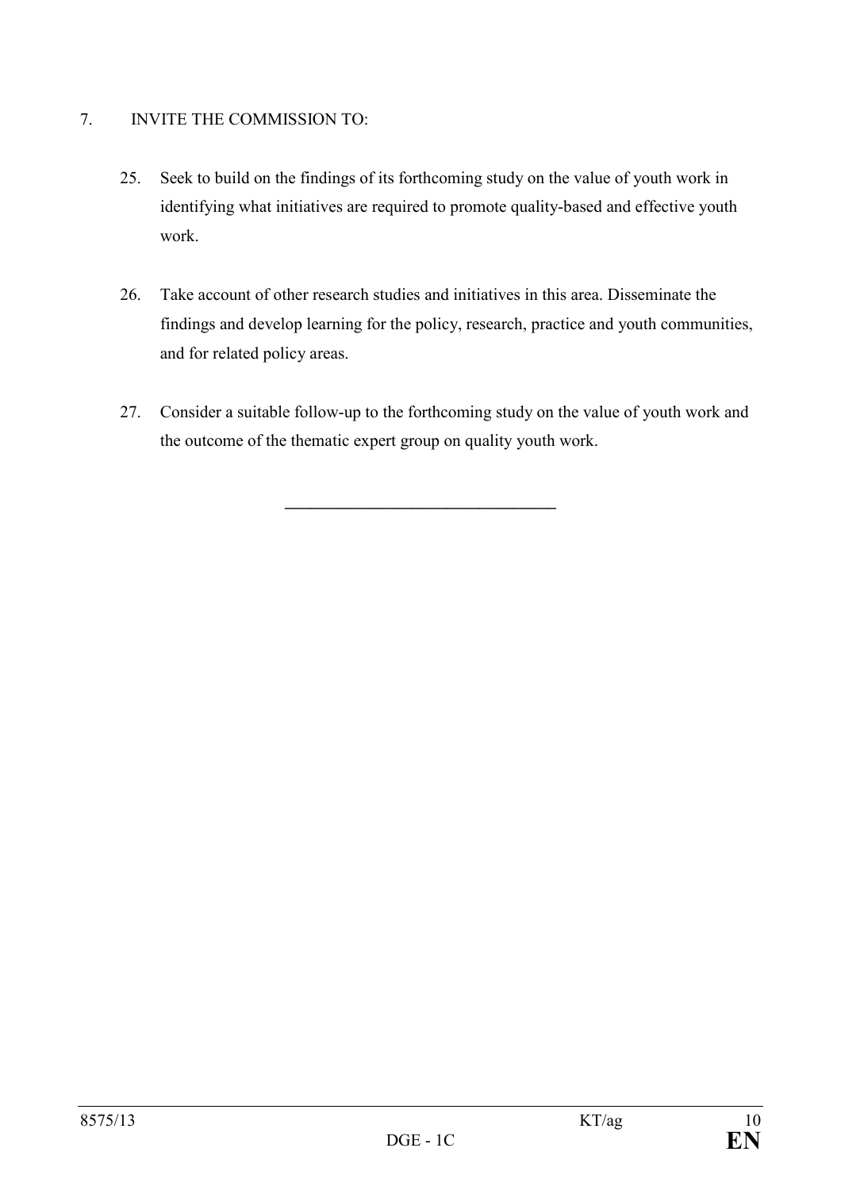7. INVITE THE COMMISSION TO:

25. Seek to build on the findings of its forthcoming study on the value of youth work in identifying what initiatives are required to promote quality-based and effective youth work.

26. Take account of other research studies and initiatives in this area. Disseminate the findings and develop learning for the policy, research, practice and youth communities, and for related policy areas.

27. Consider a suitable follow-up to the forthcoming study on the value of youth work and the outcome of the thematic expert group on quality youth work.

---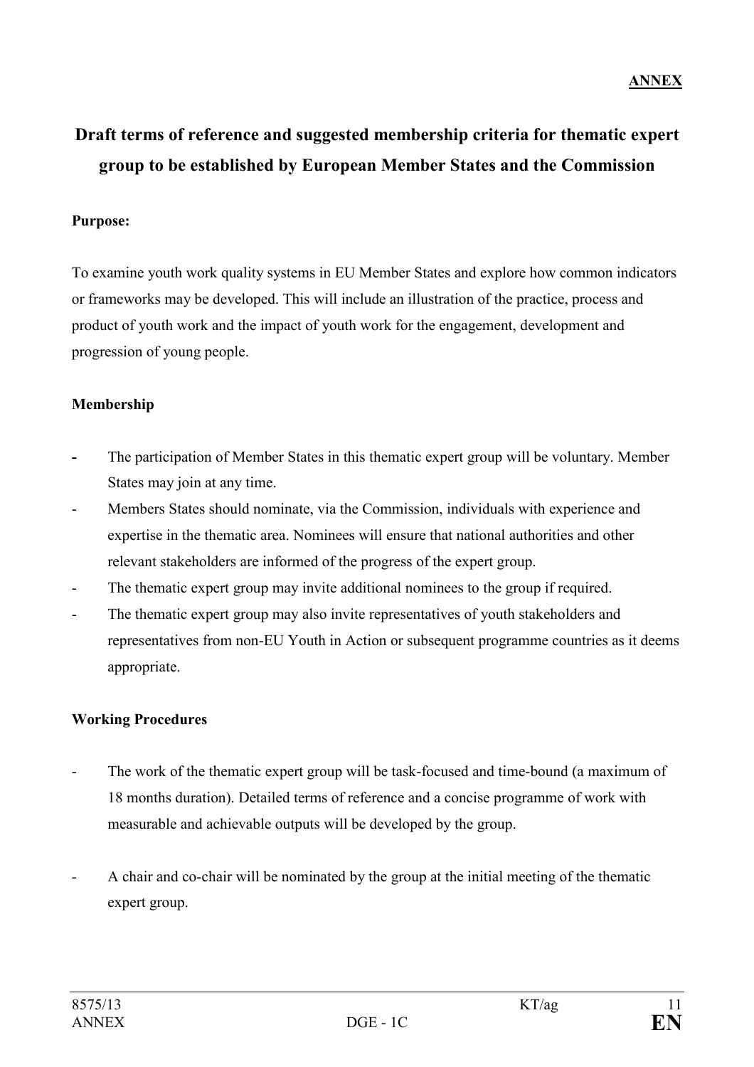**ANNEX**

# Draft terms of reference and suggested membership criteria for thematic expert group to be established by European Member States and the Commission

**Purpose:**

To examine youth work quality systems in EU Member States and explore how common indicators or frameworks may be developed. This will include an illustration of the practice, process and product of youth work and the impact of youth work for the engagement, development and progression of young people.

**Membership**

- The participation of Member States in this thematic expert group will be voluntary. Member States may join at any time.
- Members States should nominate, via the Commission, individuals with experience and expertise in the thematic area. Nominees will ensure that national authorities and other relevant stakeholders are informed of the progress of the expert group.
- The thematic expert group may invite additional nominees to the group if required.
- The thematic expert group may also invite representatives of youth stakeholders and representatives from non-EU Youth in Action or subsequent programme countries as it deems appropriate.

**Working Procedures**

- The work of the thematic expert group will be task-focused and time-bound (a maximum of 18 months duration). Detailed terms of reference and a concise programme of work with measurable and achievable outputs will be developed by the group.

- A chair and co-chair will be nominated by the group at the initial meeting of the thematic expert group.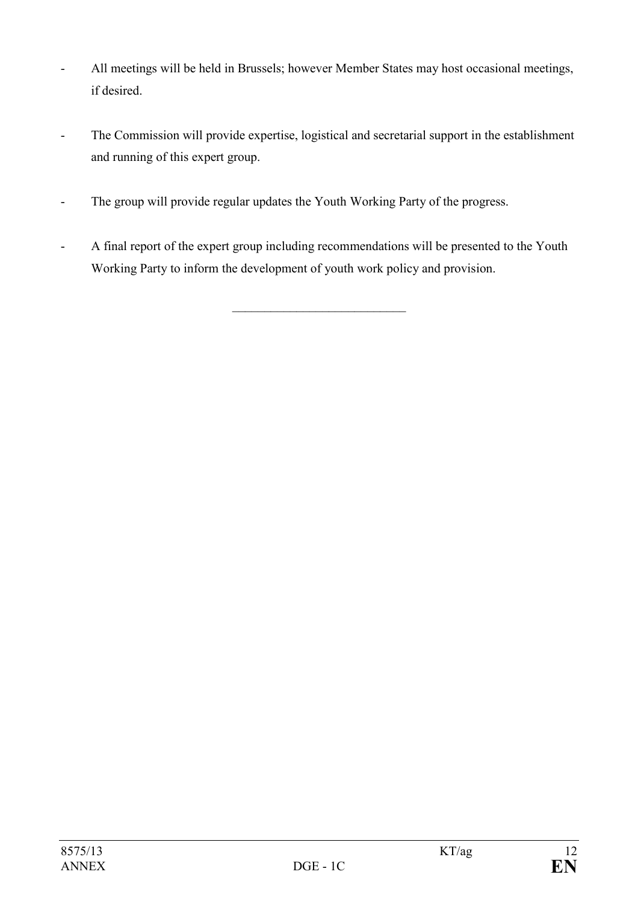- All meetings will be held in Brussels; however Member States may host occasional meetings, if desired.

- The Commission will provide expertise, logistical and secretarial support in the establishment and running of this expert group.

- The group will provide regular updates the Youth Working Party of the progress.

- A final report of the expert group including recommendations will be presented to the Youth Working Party to inform the development of youth work policy and provision.

---